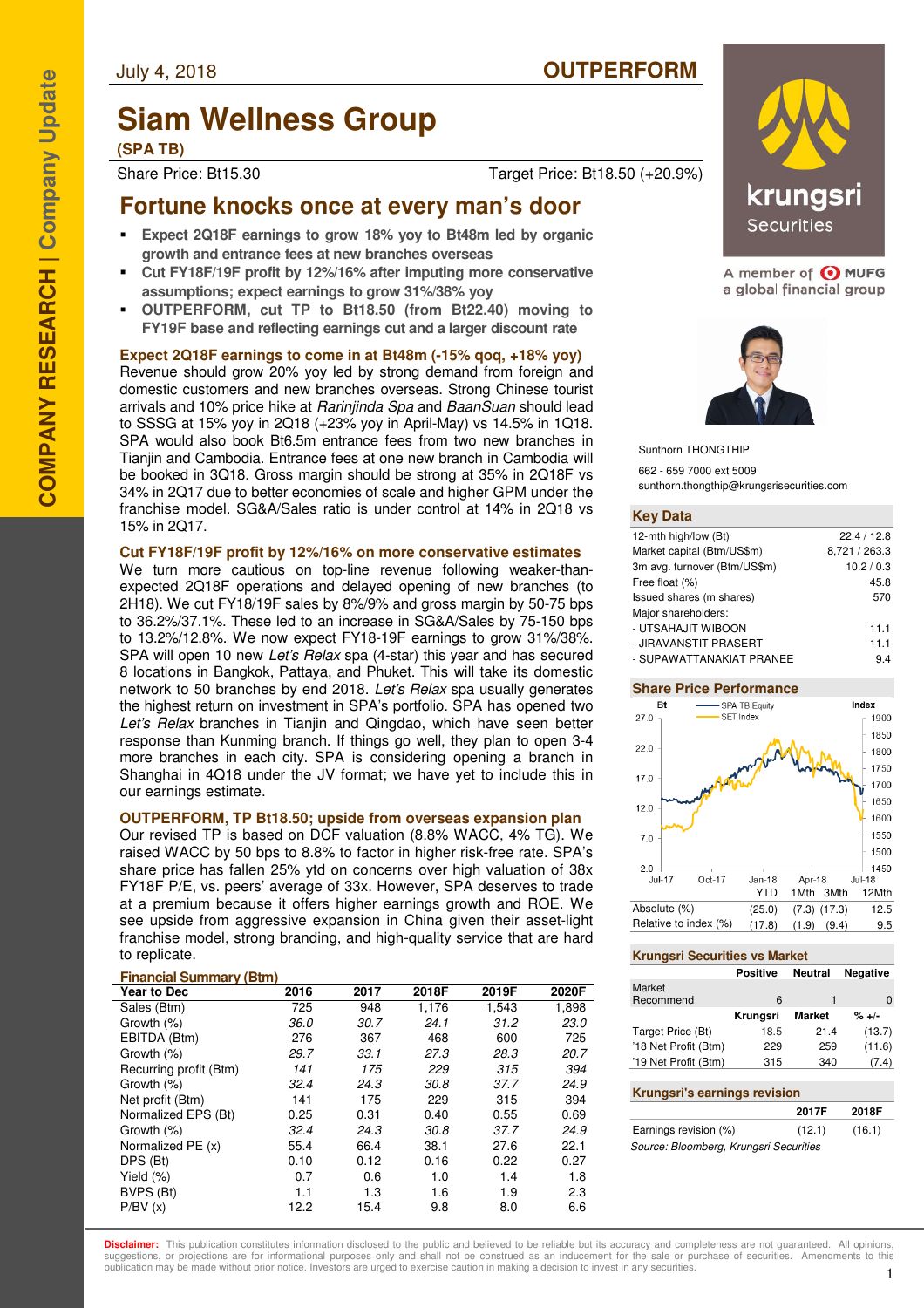July 4, 2018

**OUTPERFORM**

# Siam Wellness Group

**(SPA TB)**

Share Price: Bt15.30 | Target Price: Bt18.50 (+20.9%)

## Fortune knocks once at every man's door

- **Expect 2Q18F earnings to grow 18% yoy to Bt48m led by organic growth and entrance fees at new branches overseas**
- **Cut FY18F/19F profit by 12%/16% after imputing more conservative assumptions; expect earnings to grow 31%/38% yoy**
- **OUTPERFORM, cut TP to Bt18.50 (from Bt22.40) moving to FY19F base and reflecting earnings cut and a larger discount rate**

### Expect 2Q18F earnings to come in at Bt48m (-15% qoq, +18% yoy)

Revenue should grow 20% yoy led by strong demand from foreign and domestic customers and new branches overseas. Strong Chinese tourist arrivals and 10% price hike at *Rarinjinda Spa* and *BaanSuan* should lead to SSSG at 15% yoy in 2Q18 (+23% yoy in April-May) vs 14.5% in 1Q18. SPA would also book Bt6.5m entrance fees from two new branches in Tianjin and Cambodia. Entrance fees at one new branch in Cambodia will be booked in 3Q18. Gross margin should be strong at 35% in 2Q18F vs 34% in 2Q17 due to better economies of scale and higher GPM under the franchise model. SG&A/Sales ratio is under control at 14% in 2Q18 vs 15% in 2Q17.

### Cut FY18F/19F profit by 12%/16% on more conservative estimates

We turn more cautious on top-line revenue following weaker-than-expected 2Q18F operations and delayed opening of new branches (to 2H18). We cut FY18/19F sales by 8%/9% and gross margin by 50-75 bps to 36.2%/37.1%. These led to an increase in SG&A/Sales by 75-150 bps to 13.2%/12.8%. We now expect FY18-19F earnings to grow 31%/38%. SPA will open 10 new *Let's Relax* spa (4-star) this year and has secured 8 locations in Bangkok, Pattaya, and Phuket. This will take its domestic network to 50 branches by end 2018. *Let's Relax* spa usually generates the highest return on investment in SPA's portfolio. SPA has opened two *Let's Relax* branches in Tianjin and Qingdao, which have seen better response than Kunming branch. If things go well, they plan to open 3-4 more branches in each city. SPA is considering opening a branch in Shanghai in 4Q18 under the JV format; we have yet to include this in our earnings estimate.

### OUTPERFORM, TP Bt18.50; upside from overseas expansion plan

Our revised TP is based on DCF valuation (8.8% WACC, 4% TG). We raised WACC by 50 bps to 8.8% to factor in higher risk-free rate. SPA's share price has fallen 25% ytd on concerns over high valuation of 38x FY18F P/E, vs. peers' average of 33x. However, SPA deserves to trade at a premium because it offers higher earnings growth and ROE. We see upside from aggressive expansion in China given their asset-light franchise model, strong branding, and high-quality service that are hard to replicate.

**Financial Summary (Btm)**

| Year to Dec | 2016 | 2017 | 2018F | 2019F | 2020F |
|---|---|---|---|---|---|
| Sales (Btm) | 725 | 948 | 1,176 | 1,543 | 1,898 |
| Growth (%) | *36.0* | *30.7* | *24.1* | *31.2* | *23.0* |
| EBITDA (Btm) | 276 | 367 | 468 | 600 | 725 |
| Growth (%) | *29.7* | *33.1* | *27.3* | *28.3* | *20.7* |
| Recurring profit (Btm) | *141* | *175* | *229* | *315* | *394* |
| Growth (%) | *32.4* | *24.3* | *30.8* | *37.7* | *24.9* |
| Net profit (Btm) | 141 | 175 | 229 | 315 | 394 |
| Normalized EPS (Bt) | 0.25 | 0.31 | 0.40 | 0.55 | 0.69 |
| Growth (%) | *32.4* | *24.3* | *30.8* | *37.7* | *24.9* |
| Normalized PE (x) | 55.4 | 66.4 | 38.1 | 27.6 | 22.1 |
| DPS (Bt) | 0.10 | 0.12 | 0.16 | 0.22 | 0.27 |
| Yield (%) | 0.7 | 0.6 | 1.0 | 1.4 | 1.8 |
| BVPS (Bt) | 1.1 | 1.3 | 1.6 | 1.9 | 2.3 |
| P/BV (x) | 12.2 | 15.4 | 9.8 | 8.0 | 6.6 |

Sunthorn THONGTHIP
662 - 659 7000 ext 5009
sunthorn.thongthip@krungsrisecurities.com

**Key Data**

| | |
|---|---|
| 12-mth high/low (Bt) | 22.4 / 12.8 |
| Market capital (Btm/US$m) | 8,721 / 263.3 |
| 3m avg. turnover (Btm/US$m) | 10.2 / 0.3 |
| Free float (%) | 45.8 |
| Issued shares (m shares) | 570 |
| Major shareholders: | |
| - UTSAHAJIT WIBOON | 11.1 |
| - JIRAVANSTIT PRASERT | 11.1 |
| - SUPAWATTANAKIAT PRANEE | 9.4 |

**Share Price Performance**

| | YTD | 1Mth | 3Mth | 12Mth |
|---|---|---|---|---|
| Absolute (%) | (25.0) | (7.3) | (17.3) | 12.5 |
| Relative to index (%) | (17.8) | (1.9) | (9.4) | 9.5 |

**Krungsri Securities vs Market**

| | Positive | Neutral | Negative |
|---|---|---|---|
| Market Recommend | 6 | 1 | 0 |

| | Krungsri | Market | % +/- |
|---|---|---|---|
| Target Price (Bt) | 18.5 | 21.4 | (13.7) |
| '18 Net Profit (Btm) | 229 | 259 | (11.6) |
| '19 Net Profit (Btm) | 315 | 340 | (7.4) |

**Krungsri's earnings revision**

| | 2017F | 2018F |
|---|---|---|
| Earnings revision (%) | (12.1) | (16.1) |

*Source: Bloomberg, Krungsri Securities*

**Disclaimer:** This publication constitutes information disclosed to the public and believed to be reliable but its accuracy and completeness are not guaranteed. All opinions, suggestions, or projections are for informational purposes only and shall not be construed as an inducement for the sale or purchase of securities. Amendments to this publication may be made without prior notice. Investors are urged to exercise caution in making a decision to invest in any securities.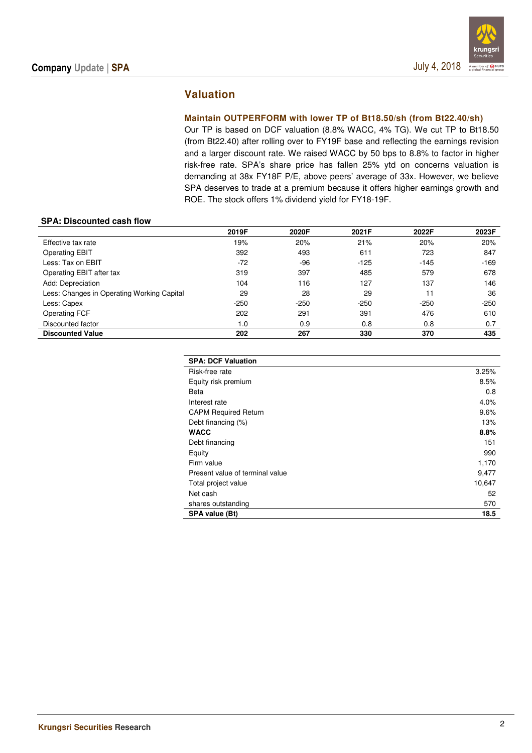## Valuation

**Maintain OUTPERFORM with lower TP of Bt18.50/sh (from Bt22.40/sh)**

Our TP is based on DCF valuation (8.8% WACC, 4% TG). We cut TP to Bt18.50 (from Bt22.40) after rolling over to FY19F base and reflecting the earnings revision and a larger discount rate. We raised WACC by 50 bps to 8.8% to factor in higher risk-free rate. SPA's share price has fallen 25% ytd on concerns valuation is demanding at 38x FY18F P/E, above peers' average of 33x. However, we believe SPA deserves to trade at a premium because it offers higher earnings growth and ROE. The stock offers 1% dividend yield for FY18-19F.

**SPA: Discounted cash flow**

| | 2019F | 2020F | 2021F | 2022F | 2023F |
|---|---|---|---|---|---|
| Effective tax rate | 19% | 20% | 21% | 20% | 20% |
| Operating EBIT | 392 | 493 | 611 | 723 | 847 |
| Less: Tax on EBIT | -72 | -96 | -125 | -145 | -169 |
| Operating EBIT after tax | 319 | 397 | 485 | 579 | 678 |
| Add: Depreciation | 104 | 116 | 127 | 137 | 146 |
| Less: Changes in Operating Working Capital | 29 | 28 | 29 | 11 | 36 |
| Less: Capex | -250 | -250 | -250 | -250 | -250 |
| Operating FCF | 202 | 291 | 391 | 476 | 610 |
| Discounted factor | 1.0 | 0.9 | 0.8 | 0.8 | 0.7 |
| **Discounted Value** | **202** | **267** | **330** | **370** | **435** |

| SPA: DCF Valuation | |
|---|---|
| Risk-free rate | 3.25% |
| Equity risk premium | 8.5% |
| Beta | 0.8 |
| Interest rate | 4.0% |
| CAPM Required Return | 9.6% |
| Debt financing (%) | 13% |
| **WACC** | **8.8%** |
| Debt financing | 151 |
| Equity | 990 |
| Firm value | 1,170 |
| Present value of terminal value | 9,477 |
| Total project value | 10,647 |
| Net cash | 52 |
| shares outstanding | 570 |
| **SPA value (Bt)** | **18.5** |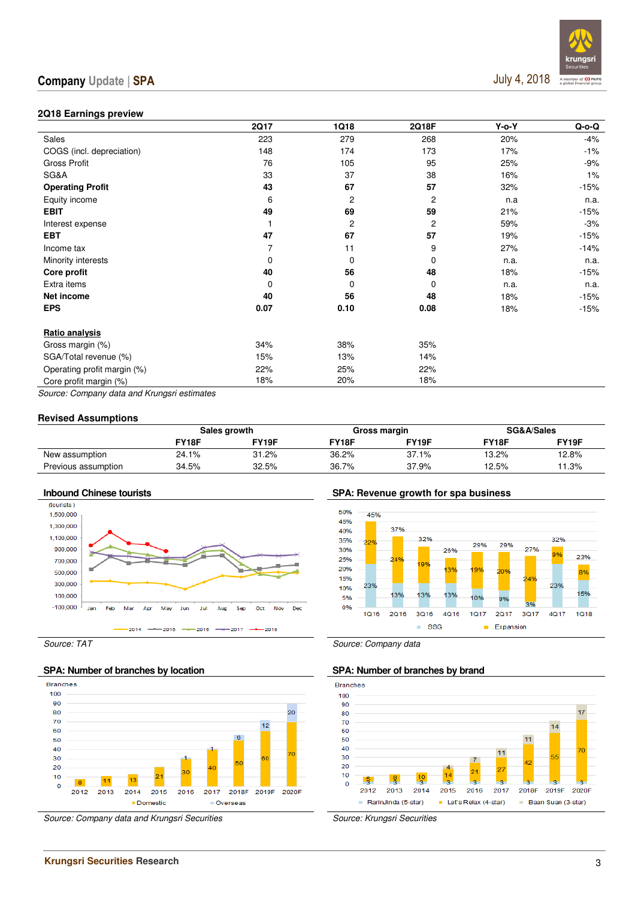## 2Q18 Earnings preview

| | 2Q17 | 1Q18 | 2Q18F | Y-o-Y | Q-o-Q |
|---|---|---|---|---|---|
| Sales | 223 | 279 | 268 | 20% | -4% |
| COGS (incl. depreciation) | 148 | 174 | 173 | 17% | -1% |
| Gross Profit | 76 | 105 | 95 | 25% | -9% |
| SG&A | 33 | 37 | 38 | 16% | 1% |
| **Operating Profit** | **43** | **67** | **57** | 32% | -15% |
| Equity income | 6 | 2 | 2 | n.a | n.a. |
| **EBIT** | **49** | **69** | **59** | 21% | -15% |
| Interest expense | 1 | 2 | 2 | 59% | -3% |
| **EBT** | **47** | **67** | **57** | 19% | -15% |
| Income tax | 7 | 11 | 9 | 27% | -14% |
| Minority interests | 0 | 0 | 0 | n.a. | n.a. |
| **Core profit** | **40** | **56** | **48** | 18% | -15% |
| Extra items | 0 | 0 | 0 | n.a. | n.a. |
| **Net income** | **40** | **56** | **48** | 18% | -15% |
| **EPS** | **0.07** | **0.10** | **0.08** | 18% | -15% |
| | | | | | |
| **Ratio analysis** | | | | | |
| Gross margin (%) | 34% | 38% | 35% | | |
| SGA/Total revenue (%) | 15% | 13% | 14% | | |
| Operating profit margin (%) | 22% | 25% | 22% | | |
| Core profit margin (%) | 18% | 20% | 18% | | |

*Source: Company data and Krungsri estimates*

## Revised Assumptions

| | Sales growth | | Gross margin | | SG&A/Sales | |
|---|---|---|---|---|---|---|
| | FY18F | FY19F | FY18F | FY19F | FY18F | FY19F |
| New assumption | 24.1% | 31.2% | 36.2% | 37.1% | 13.2% | 12.8% |
| Previous assumption | 34.5% | 32.5% | 36.7% | 37.9% | 12.5% | 11.3% |

### Inbound Chinese tourists

*Source: TAT*

### SPA: Revenue growth for spa business

*Source: Company data*

### SPA: Number of branches by location

*Source: Company data and Krungsri Securities*

### SPA: Number of branches by brand

*Source: Krungsri Securities*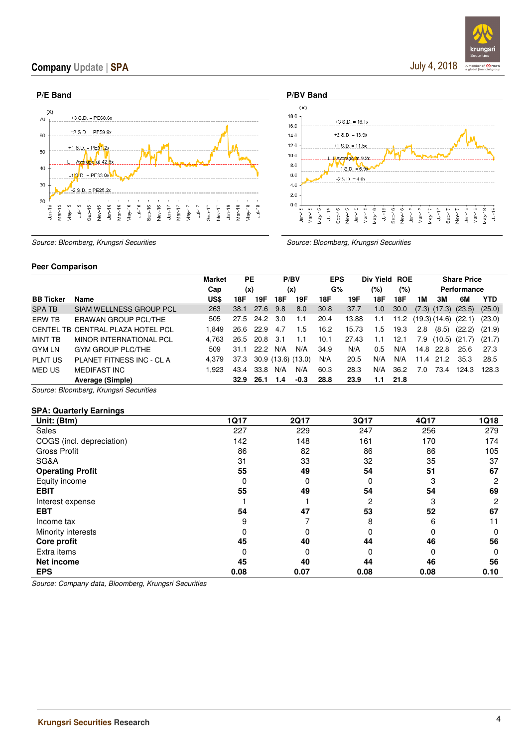### P/E Band

Source: Bloomberg, Krungsri Securities

### P/BV Band

Source: Bloomberg, Krungsri Securities

### Peer Comparison

| BB Ticker | Name | Market Cap US$ | PE (x) 18F | PE (x) 19F | P/BV (x) 18F | P/BV (x) 19F | EPS G% 18F | EPS G% 19F | Div Yield (%) 18F | ROE (%) 18F | Share Price Performance 1M | 3M | 6M | YTD |
|---|---|---|---|---|---|---|---|---|---|---|---|---|---|---|
| SPA TB | SIAM WELLNESS GROUP PCL | 263 | 38.1 | 27.6 | 9.8 | 8.0 | 30.8 | 37.7 | 1.0 | 30.0 | (7.3) | (17.3) | (23.5) | (25.0) |
| ERW TB | ERAWAN GROUP PCL/THE | 505 | 27.5 | 24.2 | 3.0 | 1.1 | 20.4 | 13.88 | 1.1 | 11.2 | (19.3) | (14.6) | (22.1) | (23.0) |
| CENTEL TB | CENTRAL PLAZA HOTEL PCL | 1,849 | 26.6 | 22.9 | 4.7 | 1.5 | 16.2 | 15.73 | 1.5 | 19.3 | 2.8 | (8.5) | (22.2) | (21.9) |
| MINT TB | MINOR INTERNATIONAL PCL | 4,763 | 26.5 | 20.8 | 3.1 | 1.1 | 10.1 | 27.43 | 1.1 | 12.1 | 7.9 | (10.5) | (21.7) | (21.7) |
| GYM LN | GYM GROUP PLC/THE | 509 | 31.1 | 22.2 | N/A | N/A | 34.9 | N/A | 0.5 | N/A | 14.8 | 22.8 | 25.6 | 27.3 |
| PLNT US | PLANET FITNESS INC - CL A | 4,379 | 37.3 | 30.9 | (13.6) | (13.0) | N/A | 20.5 | N/A | N/A | 11.4 | 21.2 | 35.3 | 28.5 |
| MED US | MEDIFAST INC | 1,923 | 43.4 | 33.8 | N/A | N/A | 60.3 | 28.3 | N/A | 36.2 | 7.0 | 73.4 | 124.3 | 128.3 |
| | **Average (Simple)** | | **32.9** | **26.1** | **1.4** | **-0.3** | **28.8** | **23.9** | **1.1** | **21.8** | | | | |

Source: Bloomberg, Krungsri Securities

### SPA: Quarterly Earnings

| Unit: (Btm) | 1Q17 | 2Q17 | 3Q17 | 4Q17 | 1Q18 |
|---|---|---|---|---|---|
| Sales | 227 | 229 | 247 | 256 | 279 |
| COGS (incl. depreciation) | 142 | 148 | 161 | 170 | 174 |
| Gross Profit | 86 | 82 | 86 | 86 | 105 |
| SG&A | 31 | 33 | 32 | 35 | 37 |
| **Operating Profit** | **55** | **49** | **54** | **51** | **67** |
| Equity income | 0 | 0 | 0 | 3 | 2 |
| **EBIT** | **55** | **49** | **54** | **54** | **69** |
| Interest expense | 1 | 1 | 2 | 3 | 2 |
| **EBT** | **54** | **47** | **53** | **52** | **67** |
| Income tax | 9 | 7 | 8 | 6 | 11 |
| Minority interests | 0 | 0 | 0 | 0 | 0 |
| **Core profit** | **45** | **40** | **44** | **46** | **56** |
| Extra items | 0 | 0 | 0 | 0 | 0 |
| **Net income** | **45** | **40** | **44** | **46** | **56** |
| **EPS** | **0.08** | **0.07** | **0.08** | **0.08** | **0.10** |

Source: Company data, Bloomberg, Krungsri Securities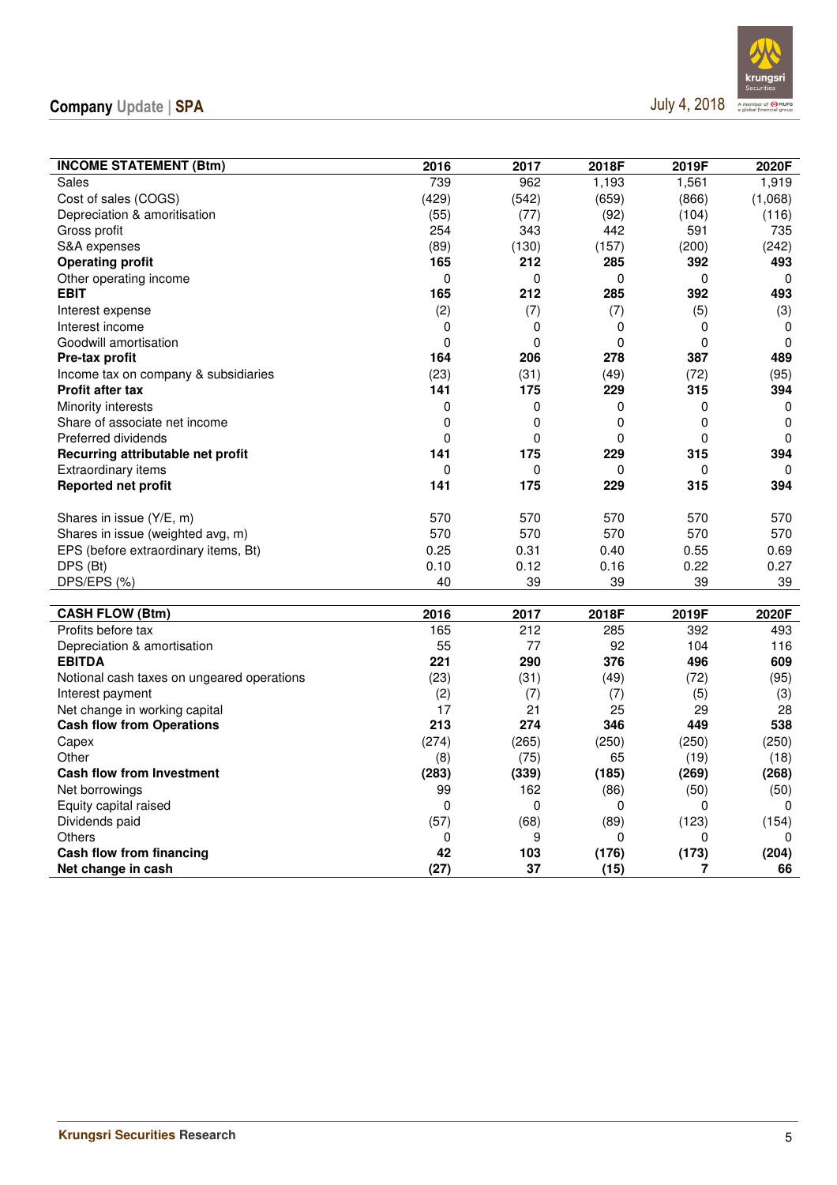| INCOME STATEMENT (Btm) | 2016 | 2017 | 2018F | 2019F | 2020F |
|---|---|---|---|---|---|
| Sales | 739 | 962 | 1,193 | 1,561 | 1,919 |
| Cost of sales (COGS) | (429) | (542) | (659) | (866) | (1,068) |
| Depreciation & amortisation | (55) | (77) | (92) | (104) | (116) |
| Gross profit | 254 | 343 | 442 | 591 | 735 |
| S&A expenses | (89) | (130) | (157) | (200) | (242) |
| **Operating profit** | **165** | **212** | **285** | **392** | **493** |
| Other operating income | 0 | 0 | 0 | 0 | 0 |
| **EBIT** | **165** | **212** | **285** | **392** | **493** |
| Interest expense | (2) | (7) | (7) | (5) | (3) |
| Interest income | 0 | 0 | 0 | 0 | 0 |
| Goodwill amortisation | 0 | 0 | 0 | 0 | 0 |
| **Pre-tax profit** | **164** | **206** | **278** | **387** | **489** |
| Income tax on company & subsidiaries | (23) | (31) | (49) | (72) | (95) |
| **Profit after tax** | **141** | **175** | **229** | **315** | **394** |
| Minority interests | 0 | 0 | 0 | 0 | 0 |
| Share of associate net income | 0 | 0 | 0 | 0 | 0 |
| Preferred dividends | 0 | 0 | 0 | 0 | 0 |
| **Recurring attributable net profit** | **141** | **175** | **229** | **315** | **394** |
| Extraordinary items | 0 | 0 | 0 | 0 | 0 |
| **Reported net profit** | **141** | **175** | **229** | **315** | **394** |
| | | | | | |
| Shares in issue (Y/E, m) | 570 | 570 | 570 | 570 | 570 |
| Shares in issue (weighted avg, m) | 570 | 570 | 570 | 570 | 570 |
| EPS (before extraordinary items, Bt) | 0.25 | 0.31 | 0.40 | 0.55 | 0.69 |
| DPS (Bt) | 0.10 | 0.12 | 0.16 | 0.22 | 0.27 |
| DPS/EPS (%) | 40 | 39 | 39 | 39 | 39 |

| CASH FLOW (Btm) | 2016 | 2017 | 2018F | 2019F | 2020F |
|---|---|---|---|---|---|
| Profits before tax | 165 | 212 | 285 | 392 | 493 |
| Depreciation & amortisation | 55 | 77 | 92 | 104 | 116 |
| **EBITDA** | **221** | **290** | **376** | **496** | **609** |
| Notional cash taxes on ungeared operations | (23) | (31) | (49) | (72) | (95) |
| Interest payment | (2) | (7) | (7) | (5) | (3) |
| Net change in working capital | 17 | 21 | 25 | 29 | 28 |
| **Cash flow from Operations** | **213** | **274** | **346** | **449** | **538** |
| Capex | (274) | (265) | (250) | (250) | (250) |
| Other | (8) | (75) | 65 | (19) | (18) |
| **Cash flow from Investment** | **(283)** | **(339)** | **(185)** | **(269)** | **(268)** |
| Net borrowings | 99 | 162 | (86) | (50) | (50) |
| Equity capital raised | 0 | 0 | 0 | 0 | 0 |
| Dividends paid | (57) | (68) | (89) | (123) | (154) |
| Others | 0 | 9 | 0 | 0 | 0 |
| **Cash flow from financing** | **42** | **103** | **(176)** | **(173)** | **(204)** |
| **Net change in cash** | **(27)** | **37** | **(15)** | **7** | **66** |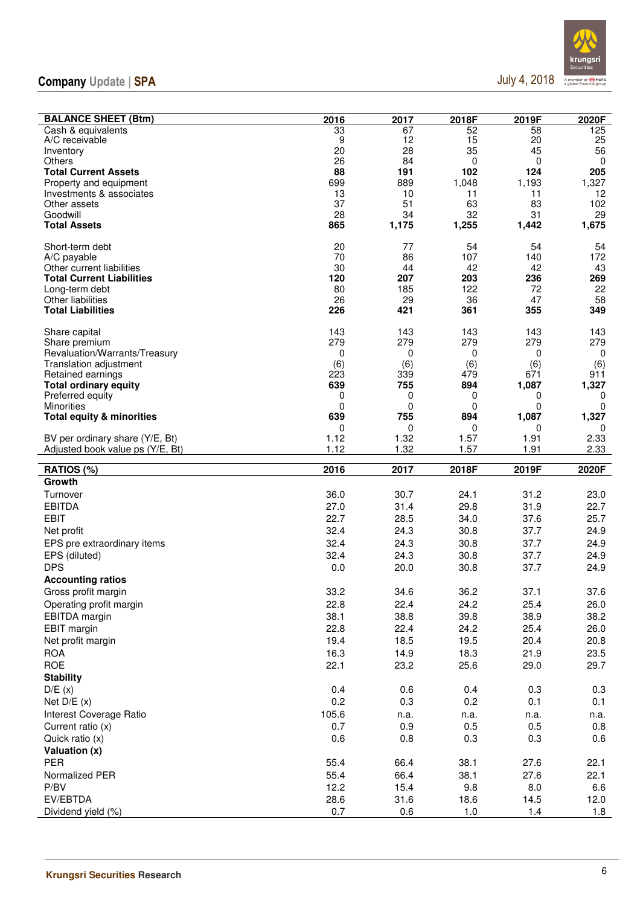| BALANCE SHEET (Btm) | 2016 | 2017 | 2018F | 2019F | 2020F |
|---|---|---|---|---|---|
| Cash & equivalents | 33 | 67 | 52 | 58 | 125 |
| A/C receivable | 9 | 12 | 15 | 20 | 25 |
| Inventory | 20 | 28 | 35 | 45 | 56 |
| Others | 26 | 84 | 0 | 0 | 0 |
| **Total Current Assets** | **88** | **191** | **102** | **124** | **205** |
| Property and equipment | 699 | 889 | 1,048 | 1,193 | 1,327 |
| Investments & associates | 13 | 10 | 11 | 11 | 12 |
| Other assets | 37 | 51 | 63 | 83 | 102 |
| Goodwill | 28 | 34 | 32 | 31 | 29 |
| **Total Assets** | **865** | **1,175** | **1,255** | **1,442** | **1,675** |
| | | | | | |
| Short-term debt | 20 | 77 | 54 | 54 | 54 |
| A/C payable | 70 | 86 | 107 | 140 | 172 |
| Other current liabilities | 30 | 44 | 42 | 42 | 43 |
| **Total Current Liabilities** | **120** | **207** | **203** | **236** | **269** |
| Long-term debt | 80 | 185 | 122 | 72 | 22 |
| Other liabilities | 26 | 29 | 36 | 47 | 58 |
| **Total Liabilities** | **226** | **421** | **361** | **355** | **349** |
| | | | | | |
| Share capital | 143 | 143 | 143 | 143 | 143 |
| Share premium | 279 | 279 | 279 | 279 | 279 |
| Revaluation/Warrants/Treasury | 0 | 0 | 0 | 0 | 0 |
| Translation adjustment | (6) | (6) | (6) | (6) | (6) |
| Retained earnings | 223 | 339 | 479 | 671 | 911 |
| **Total ordinary equity** | **639** | **755** | **894** | **1,087** | **1,327** |
| Preferred equity | 0 | 0 | 0 | 0 | 0 |
| Minorities | 0 | 0 | 0 | 0 | 0 |
| **Total equity & minorities** | **639** | **755** | **894** | **1,087** | **1,327** |
| | 0 | 0 | 0 | 0 | 0 |
| BV per ordinary share (Y/E, Bt) | 1.12 | 1.32 | 1.57 | 1.91 | 2.33 |
| Adjusted book value ps (Y/E, Bt) | 1.12 | 1.32 | 1.57 | 1.91 | 2.33 |

| RATIOS (%) | 2016 | 2017 | 2018F | 2019F | 2020F |
|---|---|---|---|---|---|
| **Growth** | | | | | |
| Turnover | 36.0 | 30.7 | 24.1 | 31.2 | 23.0 |
| EBITDA | 27.0 | 31.4 | 29.8 | 31.9 | 22.7 |
| EBIT | 22.7 | 28.5 | 34.0 | 37.6 | 25.7 |
| Net profit | 32.4 | 24.3 | 30.8 | 37.7 | 24.9 |
| EPS pre extraordinary items | 32.4 | 24.3 | 30.8 | 37.7 | 24.9 |
| EPS (diluted) | 32.4 | 24.3 | 30.8 | 37.7 | 24.9 |
| DPS | 0.0 | 20.0 | 30.8 | 37.7 | 24.9 |
| **Accounting ratios** | | | | | |
| Gross profit margin | 33.2 | 34.6 | 36.2 | 37.1 | 37.6 |
| Operating profit margin | 22.8 | 22.4 | 24.2 | 25.4 | 26.0 |
| EBITDA margin | 38.1 | 38.8 | 39.8 | 38.9 | 38.2 |
| EBIT margin | 22.8 | 22.4 | 24.2 | 25.4 | 26.0 |
| Net profit margin | 19.4 | 18.5 | 19.5 | 20.4 | 20.8 |
| ROA | 16.3 | 14.9 | 18.3 | 21.9 | 23.5 |
| ROE | 22.1 | 23.2 | 25.6 | 29.0 | 29.7 |
| **Stability** | | | | | |
| D/E (x) | 0.4 | 0.6 | 0.4 | 0.3 | 0.3 |
| Net D/E (x) | 0.2 | 0.3 | 0.2 | 0.1 | 0.1 |
| Interest Coverage Ratio | 105.6 | n.a. | n.a. | n.a. | n.a. |
| Current ratio (x) | 0.7 | 0.9 | 0.5 | 0.5 | 0.8 |
| Quick ratio (x) | 0.6 | 0.8 | 0.3 | 0.3 | 0.6 |
| **Valuation (x)** | | | | | |
| PER | 55.4 | 66.4 | 38.1 | 27.6 | 22.1 |
| Normalized PER | 55.4 | 66.4 | 38.1 | 27.6 | 22.1 |
| P/BV | 12.2 | 15.4 | 9.8 | 8.0 | 6.6 |
| EV/EBTDA | 28.6 | 31.6 | 18.6 | 14.5 | 12.0 |
| Dividend yield (%) | 0.7 | 0.6 | 1.0 | 1.4 | 1.8 |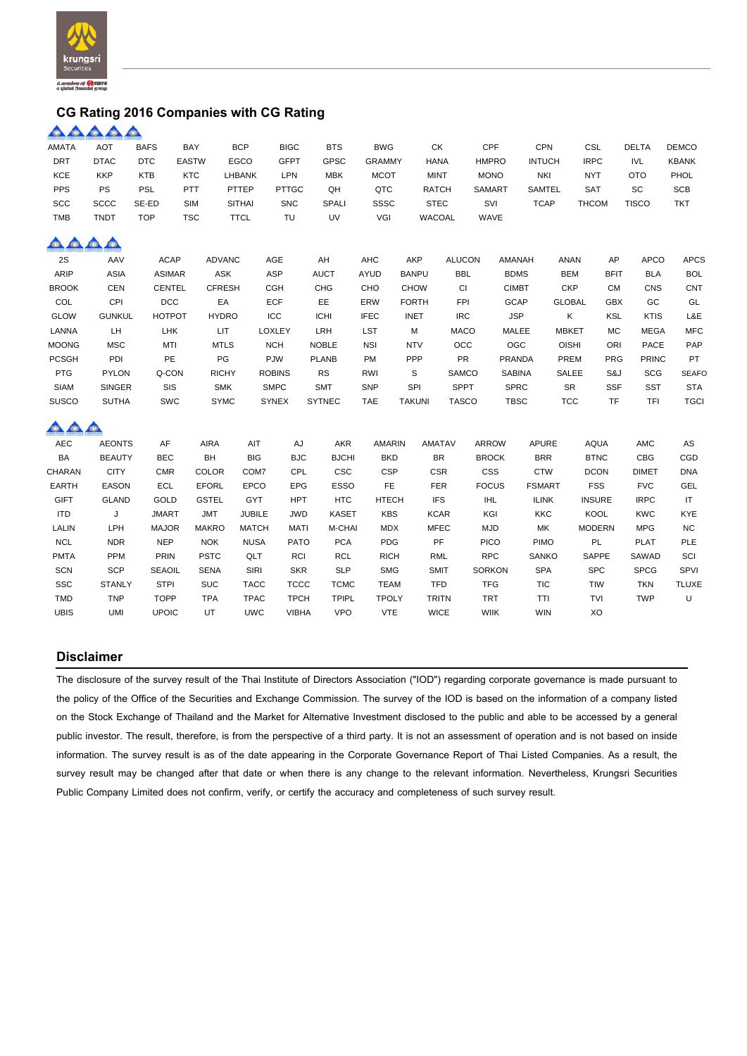## CG Rating 2016 Companies with CG Rating

**5 stars**

| | | | | | | | | | | | | | |
|---|---|---|---|---|---|---|---|---|---|---|---|---|---|
| AMATA | AOT | BAFS | BAY | BCP | BIGC | BTS | BWG | CK | CPF | CPN | CSL | DELTA | DEMCO |
| DRT | DTAC | DTC | EASTW | EGCO | GFPT | GPSC | GRAMMY | HANA | HMPRO | INTUCH | IRPC | IVL | KBANK |
| KCE | KKP | KTB | KTC | LHBANK | LPN | MBK | MCOT | MINT | MONO | NKI | NYT | OTO | PHOL |
| PPS | PS | PSL | PTT | PTTEP | PTTGC | QH | QTC | RATCH | SAMART | SAMTEL | SAT | SC | SCB |
| SCC | SCCC | SE-ED | SIM | SITHAI | SNC | SPALI | SSSC | STEC | SVI | TCAP | THCOM | TISCO | TKT |
| TMB | TNDT | TOP | TSC | TTCL | TU | UV | VGI | WACOAL | WAVE | | | | |

**4 stars**

| | | | | | | | | | | | | | |
|---|---|---|---|---|---|---|---|---|---|---|---|---|---|
| 2S | AAV | ACAP | ADVANC | AGE | AH | AHC | AKP | ALUCON | AMANAH | ANAN | AP | APCO | APCS |
| ARIP | ASIA | ASIMAR | ASK | ASP | AUCT | AYUD | BANPU | BBL | BDMS | BEM | BFIT | BLA | BOL |
| BROOK | CEN | CENTEL | CFRESH | CGH | CHG | CHO | CHOW | CI | CIMBT | CKP | CM | CNS | CNT |
| COL | CPI | DCC | EA | ECF | EE | ERW | FORTH | FPI | GCAP | GLOBAL | GBX | GC | GL |
| GLOW | GUNKUL | HOTPOT | HYDRO | ICC | ICHI | IFEC | INET | IRC | JSP | K | KSL | KTIS | L&E |
| LANNA | LH | LHK | LIT | LOXLEY | LRH | LST | M | MACO | MALEE | MBKET | MC | MEGA | MFC |
| MOONG | MSC | MTI | MTLS | NCH | NOBLE | NSI | NTV | OCC | OGC | OISHI | ORI | PACE | PAP |
| PCSGH | PDI | PE | PG | PJW | PLANB | PM | PPP | PR | PRANDA | PREM | PRG | PRINC | PT |
| PTG | PYLON | Q-CON | RICHY | ROBINS | RS | RWI | S | SAMCO | SABINA | SALEE | S&J | SCG | SEAFO |
| SIAM | SINGER | SIS | SMK | SMPC | SMT | SNP | SPI | SPPT | SPRC | SR | SSF | SST | STA |
| SUSCO | SUTHA | SWC | SYMC | SYNEX | SYTNEC | TAE | TAKUNI | TASCO | TBSC | TCC | TF | TFI | TGCI |

**3 stars**

| | | | | | | | | | | | | | |
|---|---|---|---|---|---|---|---|---|---|---|---|---|---|
| AEC | AEONTS | AF | AIRA | AIT | AJ | AKR | AMARIN | AMATAV | ARROW | APURE | AQUA | AMC | AS |
| BA | BEAUTY | BEC | BH | BIG | BJC | BJCHI | BKD | BR | BROCK | BRR | BTNC | CBG | CGD |
| CHARAN | CITY | CMR | COLOR | COM7 | CPL | CSC | CSP | CSR | CSS | CTW | DCON | DIMET | DNA |
| EARTH | EASON | ECL | EFORL | EPCO | EPG | ESSO | FE | FER | FOCUS | FSMART | FSS | FVC | GEL |
| GIFT | GLAND | GOLD | GSTEL | GYT | HPT | HTC | HTECH | IFS | IHL | ILINK | INSURE | IRPC | IT |
| ITD | J | JMART | JMT | JUBILE | JWD | KASET | KBS | KCAR | KGI | KKC | KOOL | KWC | KYE |
| LALIN | LPH | MAJOR | MAKRO | MATCH | MATI | M-CHAI | MDX | MFEC | MJD | MK | MODERN | MPG | NC |
| NCL | NDR | NEP | NOK | NUSA | PATO | PCA | PDG | PF | PICO | PIMO | PL | PLAT | PLE |
| PMTA | PPM | PRIN | PSTC | QLT | RCI | RCL | RICH | RML | RPC | SANKO | SAPPE | SAWAD | SCI |
| SCN | SCP | SEAOIL | SENA | SIRI | SKR | SLP | SMG | SMIT | SORKON | SPA | SPC | SPCG | SPVI |
| SSC | STANLY | STPI | SUC | TACC | TCCC | TCMC | TEAM | TFD | TFG | TIC | TIW | TKN | TLUXE |
| TMD | TNP | TOPP | TPA | TPAC | TPCH | TPIPL | TPOLY | TRITN | TRT | TTI | TVI | TWP | U |
| UBIS | UMI | UPOIC | UT | UWC | VIBHA | VPO | VTE | WICE | WIIK | WIN | XO | | |

## Disclaimer

The disclosure of the survey result of the Thai Institute of Directors Association ("IOD") regarding corporate governance is made pursuant to the policy of the Office of the Securities and Exchange Commission. The survey of the IOD is based on the information of a company listed on the Stock Exchange of Thailand and the Market for Alternative Investment disclosed to the public and able to be accessed by a general public investor. The result, therefore, is from the perspective of a third party. It is not an assessment of operation and is not based on inside information. The survey result is as of the date appearing in the Corporate Governance Report of Thai Listed Companies. As a result, the survey result may be changed after that date or when there is any change to the relevant information. Nevertheless, Krungsri Securities Public Company Limited does not confirm, verify, or certify the accuracy and completeness of such survey result.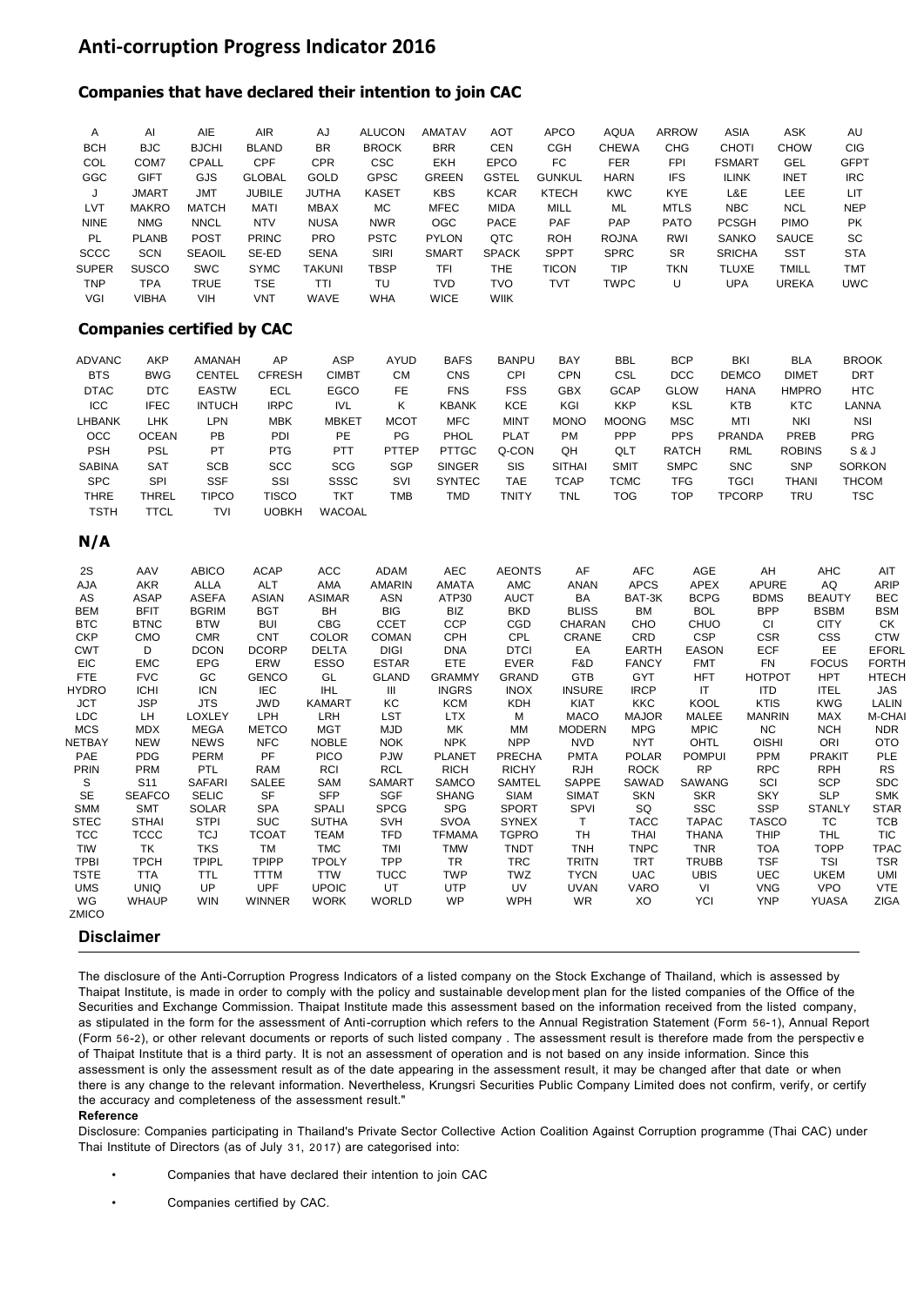# Anti-corruption Progress Indicator 2016

## Companies that have declared their intention to join CAC

| | | | | | | | | | | | | | |
|---|---|---|---|---|---|---|---|---|---|---|---|---|---|
| A | AI | AIE | AIR | AJ | ALUCON | AMATAV | AOT | APCO | AQUA | ARROW | ASIA | ASK | AU |
| BCH | BJC | BJCHI | BLAND | BR | BROCK | BRR | CEN | CGH | CHEWA | CHG | CHOTI | CHOW | CIG |
| COL | COM7 | CPALL | CPF | CPR | CSC | EKH | EPCO | FC | FER | FPI | FSMART | GEL | GFPT |
| GGC | GIFT | GJS | GLOBAL | GOLD | GPSC | GREEN | GSTEL | GUNKUL | HARN | IFS | ILINK | INET | IRC |
| J | JMART | JMT | JUBILE | JUTHA | KASET | KBS | KCAR | KTECH | KWC | KYE | L&E | LEE | LIT |
| LVT | MAKRO | MATCH | MATI | MBAX | MC | MFEC | MIDA | MILL | ML | MTLS | NBC | NCL | NEP |
| NINE | NMG | NNCL | NTV | NUSA | NWR | OGC | PACE | PAF | PAP | PATO | PCSGH | PIMO | PK |
| PL | PLANB | POST | PRINC | PRO | PSTC | PYLON | QTC | ROH | ROJNA | RWI | SANKO | SAUCE | SC |
| SCCC | SCN | SEAOIL | SE-ED | SENA | SIRI | SMART | SPACK | SPPT | SPRC | SR | SRICHA | SST | STA |
| SUPER | SUSCO | SWC | SYMC | TAKUNI | TBSP | TFI | THE | TICON | TIP | TKN | TLUXE | TMILL | TMT |
| TNP | TPA | TRUE | TSE | TTI | TU | TVD | TVO | TVT | TWPC | U | UPA | UREKA | UWC |
| VGI | VIBHA | VIH | VNT | WAVE | WHA | WICE | WIIK | | | | | | |

## Companies certified by CAC

| | | | | | | | | | | | | | |
|---|---|---|---|---|---|---|---|---|---|---|---|---|---|
| ADVANC | AKP | AMANAH | AP | ASP | AYUD | BAFS | BANPU | BAY | BBL | BCP | BKI | BLA | BROOK |
| BTS | BWG | CENTEL | CFRESH | CIMBT | CM | CNS | CPI | CPN | CSL | DCC | DEMCO | DIMET | DRT |
| DTAC | DTC | EASTW | ECL | EGCO | FE | FNS | FSS | GBX | GCAP | GLOW | HANA | HMPRO | HTC |
| ICC | IFEC | INTUCH | IRPC | IVL | K | KBANK | KCE | KGI | KKP | KSL | KTB | KTC | LANNA |
| LHBANK | LHK | LPN | MBK | MBKET | MCOT | MFC | MINT | MONO | MOONG | MSC | MTI | NKI | NSI |
| OCC | OCEAN | PB | PDI | PE | PG | PHOL | PLAT | PM | PPP | PPS | PRANDA | PREB | PRG |
| PSH | PSL | PT | PTG | PTT | PTTEP | PTTGC | Q-CON | QH | QLT | RATCH | RML | ROBINS | S & J |
| SABINA | SAT | SCB | SCC | SCG | SGP | SINGER | SIS | SITHAI | SMIT | SMPC | SNC | SNP | SORKON |
| SPC | SPI | SSF | SSI | SSSC | SVI | SYNTEC | TAE | TCAP | TCMC | TFG | TGCI | THANI | THCOM |
| THRE | THREL | TIPCO | TISCO | TKT | TMB | TMD | TNITY | TNL | TOG | TOP | TPCORP | TRU | TSC |
| TSTH | TTCL | TVI | UOBKH | WACOAL | | | | | | | | | |

## N/A

| | | | | | | | | | | | | | |
|---|---|---|---|---|---|---|---|---|---|---|---|---|---|
| 2S | AAV | ABICO | ACAP | ACC | ADAM | AEC | AEONTS | AF | AFC | AGE | AH | AHC | AIT |
| AJA | AKR | ALLA | ALT | AMA | AMARIN | AMATA | AMC | ANAN | APCS | APEX | APURE | AQ | ARIP |
| AS | ASAP | ASEFA | ASIAN | ASIMAR | ASN | ATP30 | AUCT | BA | BAT-3K | BCPG | BDMS | BEAUTY | BEC |
| BEM | BFIT | BGRIM | BGT | BH | BIG | BIZ | BKD | BLISS | BM | BOL | BPP | BSBM | BSM |
| BTC | BTNC | BTW | BUI | CBG | CCET | CCP | CGD | CHARAN | CHO | CHUO | CI | CITY | CK |
| CKP | CMO | CMR | CNT | COLOR | COMAN | CPH | CPL | CRANE | CRD | CSP | CSR | CSS | CTW |
| CWT | D | DCON | DCORP | DELTA | DIGI | DNA | DTCI | EA | EARTH | EASON | ECF | EE | EFORL |
| EIC | EMC | EPG | ERW | ESSO | ESTAR | ETE | EVER | F&D | FANCY | FMT | FN | FOCUS | FORTH |
| FTE | FVC | GC | GENCO | GL | GLAND | GRAMMY | GRAND | GTB | GYT | HFT | HOTPOT | HPT | HTECH |
| HYDRO | ICHI | ICN | IEC | IHL | III | INGRS | INOX | INSURE | IRCP | IT | ITD | ITEL | JAS |
| JCT | JSP | JTS | JWD | KAMART | KC | KCM | KDH | KIAT | KKC | KOOL | KTIS | KWG | LALIN |
| LDC | LH | LOXLEY | LPH | LRH | LST | LTX | M | MACO | MAJOR | MALEE | MANRIN | MAX | M-CHAI |
| MCS | MDX | MEGA | METCO | MGT | MJD | MK | MM | MODERN | MPG | MPIC | NC | NCH | NDR |
| NETBAY | NEW | NEWS | NFC | NOBLE | NOK | NPK | NPP | NVD | NYT | OHTL | OISHI | ORI | OTO |
| PAE | PDG | PERM | PF | PICO | PJW | PLANET | PRECHA | PMTA | POLAR | POMPUI | PPM | PRAKIT | PLE |
| PRIN | PRM | PTL | RAM | RCI | RCL | RICH | RICHY | RJH | ROCK | RP | RPC | RPH | RS |
| S | S11 | SAFARI | SALEE | SAM | SAMART | SAMCO | SAMTEL | SAPPE | SAWAD | SAWANG | SCI | SCP | SDC |
| SE | SEAFCO | SELIC | SF | SFP | SGF | SHANG | SIAM | SIMAT | SKN | SKR | SKY | SLP | SMK |
| SMM | SMT | SOLAR | SPA | SPALI | SPCG | SPG | SPORT | SPVI | SQ | SSC | SSP | STANLY | STAR |
| STEC | STHAI | STPI | SUC | SUTHA | SVH | SVOA | SYNEX | T | TACC | TAPAC | TASCO | TC | TCB |
| TCC | TCCC | TCJ | TCOAT | TEAM | TFD | TFMAMA | TGPRO | TH | THAI | THANA | THIP | THL | TIC |
| TIW | TK | TKS | TM | TMC | TMI | TMW | TNDT | TNH | TNPC | TNR | TOA | TOPP | TPAC |
| TPBI | TPCH | TPIPL | TPIPP | TPOLY | TPP | TR | TRC | TRITN | TRT | TRUBB | TSF | TSI | TSR |
| TSTE | TTA | TTL | TTTM | TTW | TUCC | TWP | TWZ | TYCN | UAC | UBIS | UEC | UKEM | UMI |
| UMS | UNIQ | UP | UPF | UPOIC | UT | UTP | UV | UVAN | VARO | VI | VNG | VPO | VTE |
| WG | WHAUP | WIN | WINNER | WORK | WORLD | WP | WPH | WR | XO | YCI | YNP | YUASA | ZIGA |
| ZMICO | | | | | | | | | | | | | |

## Disclaimer

The disclosure of the Anti-Corruption Progress Indicators of a listed company on the Stock Exchange of Thailand, which is assessed by Thaipat Institute, is made in order to comply with the policy and sustainable development plan for the listed companies of the Office of the Securities and Exchange Commission. Thaipat Institute made this assessment based on the information received from the listed company, as stipulated in the form for the assessment of Anti-corruption which refers to the Annual Registration Statement (Form 56-1), Annual Report (Form 56-2), or other relevant documents or reports of such listed company . The assessment result is therefore made from the perspective of Thaipat Institute that is a third party. It is not an assessment of operation and is not based on any inside information. Since this assessment is only the assessment result as of the date appearing in the assessment result, it may be changed after that date or when there is any change to the relevant information. Nevertheless, Krungsri Securities Public Company Limited does not confirm, verify, or certify the accuracy and completeness of the assessment result."

**Reference**

Disclosure: Companies participating in Thailand's Private Sector Collective Action Coalition Against Corruption programme (Thai CAC) under Thai Institute of Directors (as of July 31, 2017) are categorised into:

- Companies that have declared their intention to join CAC
- Companies certified by CAC.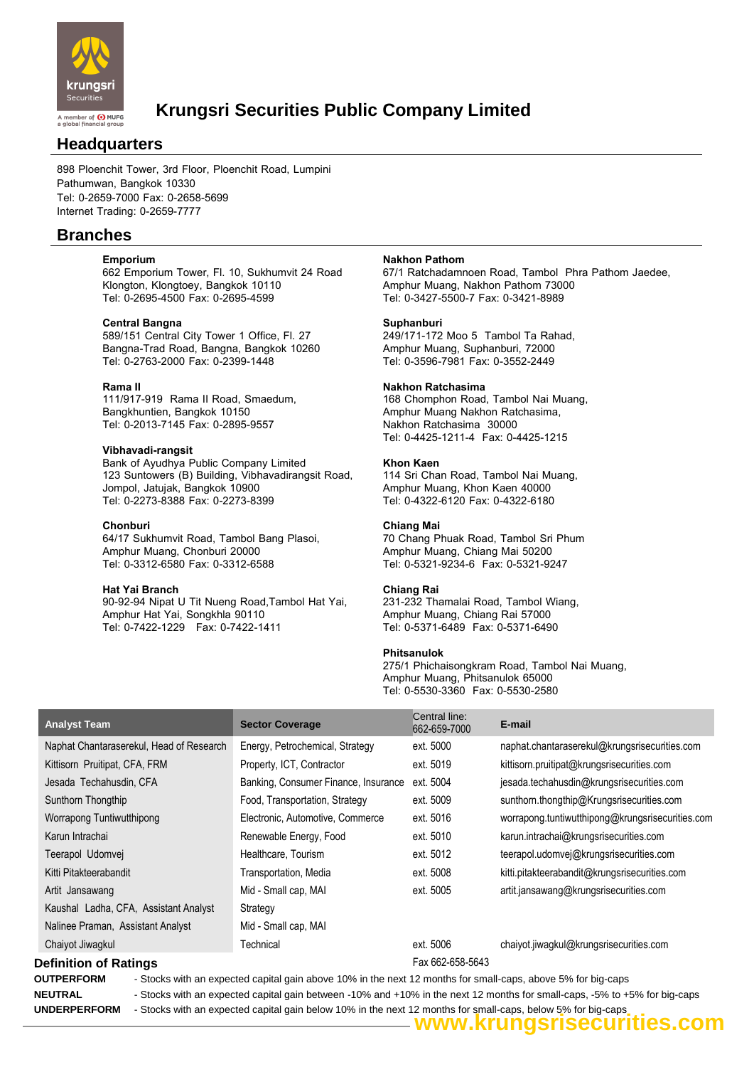# Krungsri Securities Public Company Limited

## Headquarters

898 Ploenchit Tower, 3rd Floor, Ploenchit Road, Lumpini
Pathumwan, Bangkok 10330
Tel: 0-2659-7000 Fax: 0-2658-5699
Internet Trading: 0-2659-7777

## Branches

**Emporium**
662 Emporium Tower, Fl. 10, Sukhumvit 24 Road
Klongton, Klongtoey, Bangkok 10110
Tel: 0-2695-4500 Fax: 0-2695-4599

**Central Bangna**
589/151 Central City Tower 1 Office, Fl. 27
Bangna-Trad Road, Bangna, Bangkok 10260
Tel: 0-2763-2000 Fax: 0-2399-1448

**Rama II**
111/917-919 Rama II Road, Smaedum,
Bangkhuntien, Bangkok 10150
Tel: 0-2013-7145 Fax: 0-2895-9557

**Vibhavadi-rangsit**
Bank of Ayudhya Public Company Limited
123 Suntowers (B) Building, Vibhavadirangsit Road,
Jompol, Jatujak, Bangkok 10900
Tel: 0-2273-8388 Fax: 0-2273-8399

**Chonburi**
64/17 Sukhumvit Road, Tambol Bang Plasoi,
Amphur Muang, Chonburi 20000
Tel: 0-3312-6580 Fax: 0-3312-6588

**Hat Yai Branch**
90-92-94 Nipat U Tit Nueng Road,Tambol Hat Yai,
Amphur Hat Yai, Songkhla 90110
Tel: 0-7422-1229 Fax: 0-7422-1411

**Nakhon Pathom**
67/1 Ratchadamnoen Road, Tambol Phra Pathom Jaedee,
Amphur Muang, Nakhon Pathom 73000
Tel: 0-3427-5500-7 Fax: 0-3421-8989

**Suphanburi**
249/171-172 Moo 5 Tambol Ta Rahad,
Amphur Muang, Suphanburi, 72000
Tel: 0-3596-7981 Fax: 0-3552-2449

**Nakhon Ratchasima**
168 Chomphon Road, Tambol Nai Muang,
Amphur Muang Nakhon Ratchasima,
Nakhon Ratchasima 30000
Tel: 0-4425-1211-4 Fax: 0-4425-1215

**Khon Kaen**
114 Sri Chan Road, Tambol Nai Muang,
Amphur Muang, Khon Kaen 40000
Tel: 0-4322-6120 Fax: 0-4322-6180

**Chiang Mai**
70 Chang Phuak Road, Tambol Sri Phum
Amphur Muang, Chiang Mai 50200
Tel: 0-5321-9234-6 Fax: 0-5321-9247

**Chiang Rai**
231-232 Thamalai Road, Tambol Wiang,
Amphur Muang, Chiang Rai 57000
Tel: 0-5371-6489 Fax: 0-5371-6490

**Phitsanulok**
275/1 Phichaisongkram Road, Tambol Nai Muang,
Amphur Muang, Phitsanulok 65000
Tel: 0-5530-3360 Fax: 0-5530-2580

| Analyst Team | Sector Coverage | Central line: 662-659-7000 | E-mail |
|---|---|---|---|
| Naphat Chantaraserekul, Head of Research | Energy, Petrochemical, Strategy | ext. 5000 | naphat.chantaraserekul@krungsrisecurities.com |
| Kittisorn Pruitipat, CFA, FRM | Property, ICT, Contractor | ext. 5019 | kittisorn.pruitipat@krungsrisecurities.com |
| Jesada Techahusdin, CFA | Banking, Consumer Finance, Insurance | ext. 5004 | jesada.techahusdin@krungsrisecurities.com |
| Sunthorn Thongthip | Food, Transportation, Strategy | ext. 5009 | sunthorn.thongthip@Krungsrisecurities.com |
| Worrapong Tuntiwutthipong | Electronic, Automotive, Commerce | ext. 5016 | worrapong.tuntiwutthipong@krungsrisecurities.com |
| Karun Intrachai | Renewable Energy, Food | ext. 5010 | karun.intrachai@krungsrisecurities.com |
| Teerapol Udomvej | Healthcare, Tourism | ext. 5012 | teerapol.udomvej@krungsrisecurities.com |
| Kitti Pitakteerabandit | Transportation, Media | ext. 5008 | kitti.pitakteerabandit@krungsrisecurities.com |
| Artit Jansawang | Mid - Small cap, MAI | ext. 5005 | artit.jansawang@krungsrisecurities.com |
| Kaushal Ladha, CFA, Assistant Analyst | Strategy | | |
| Nalinee Praman, Assistant Analyst | Mid - Small cap, MAI | | |
| Chaiyot Jiwagkul | Technical | ext. 5006 | chaiyot.jiwagkul@krungsrisecurities.com |
| | | Fax 662-658-5643 | |

## Definition of Ratings

**OUTPERFORM** - Stocks with an expected capital gain above 10% in the next 12 months for small-caps, above 5% for big-caps

**NEUTRAL** - Stocks with an expected capital gain between -10% and +10% in the next 12 months for small-caps, -5% to +5% for big-caps

**UNDERPERFORM** - Stocks with an expected capital gain below 10% in the next 12 months for small-caps, below 5% for big-caps

www.krungsrisecurities.com